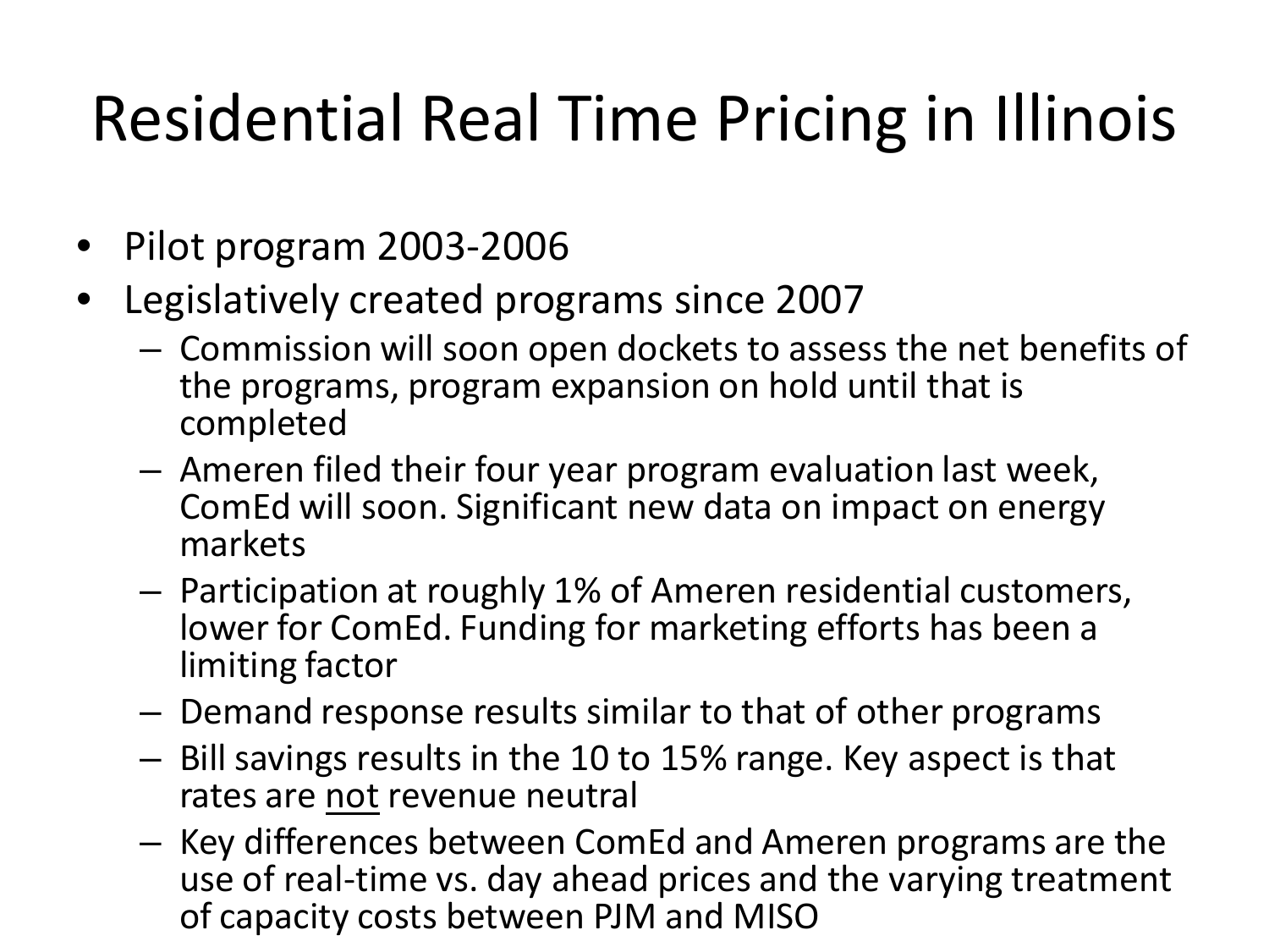# Residential Real Time Pricing in Illinois

- Pilot program 2003-2006
- Legislatively created programs since 2007
  - Commission will soon open dockets to assess the net benefits of the programs, program expansion on hold until that is completed
  - Ameren filed their four year program evaluation last week, ComEd will soon. Significant new data on impact on energy markets
  - Participation at roughly 1% of Ameren residential customers, lower for ComEd. Funding for marketing efforts has been a limiting factor
  - Demand response results similar to that of other programs
  - Bill savings results in the 10 to 15% range. Key aspect is that rates are <u>not</u> revenue neutral
  - Key differences between ComEd and Ameren programs are the use of real-time vs. day ahead prices and the varying treatment of capacity costs between PJM and MISO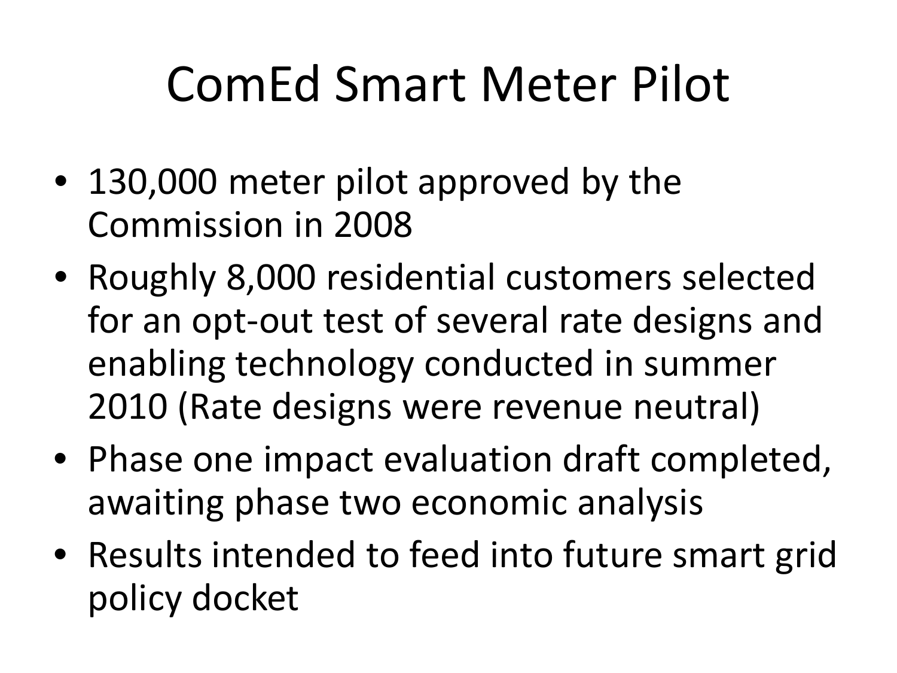# ComEd Smart Meter Pilot

- 130,000 meter pilot approved by the Commission in 2008
- Roughly 8,000 residential customers selected for an opt-out test of several rate designs and enabling technology conducted in summer 2010 (Rate designs were revenue neutral)
- Phase one impact evaluation draft completed, awaiting phase two economic analysis
- Results intended to feed into future smart grid policy docket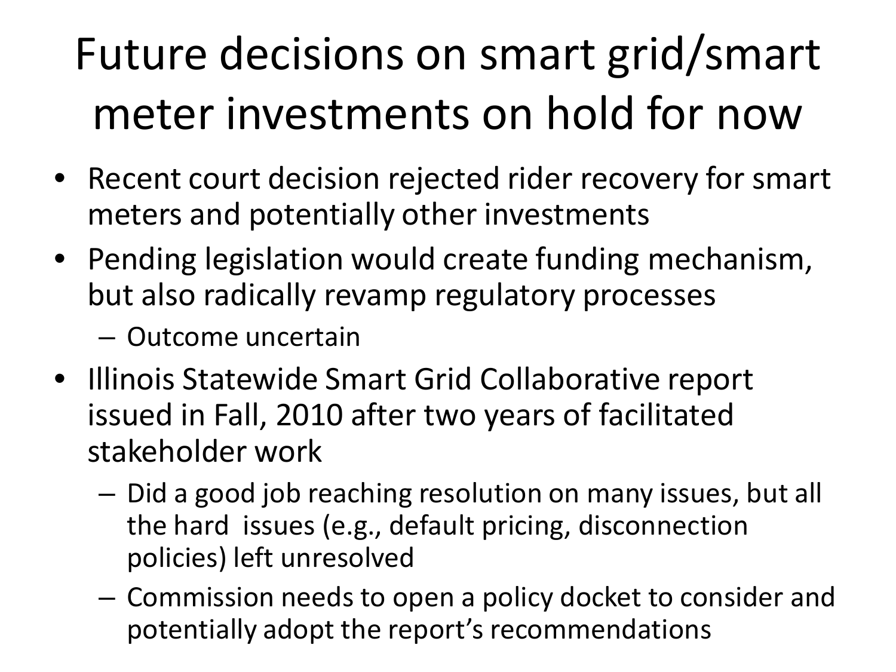# Future decisions on smart grid/smart meter investments on hold for now

- Recent court decision rejected rider recovery for smart meters and potentially other investments
- Pending legislation would create funding mechanism, but also radically revamp regulatory processes
  - Outcome uncertain
- Illinois Statewide Smart Grid Collaborative report issued in Fall, 2010 after two years of facilitated stakeholder work
  - Did a good job reaching resolution on many issues, but all the hard issues (e.g., default pricing, disconnection policies) left unresolved
  - Commission needs to open a policy docket to consider and potentially adopt the report's recommendations